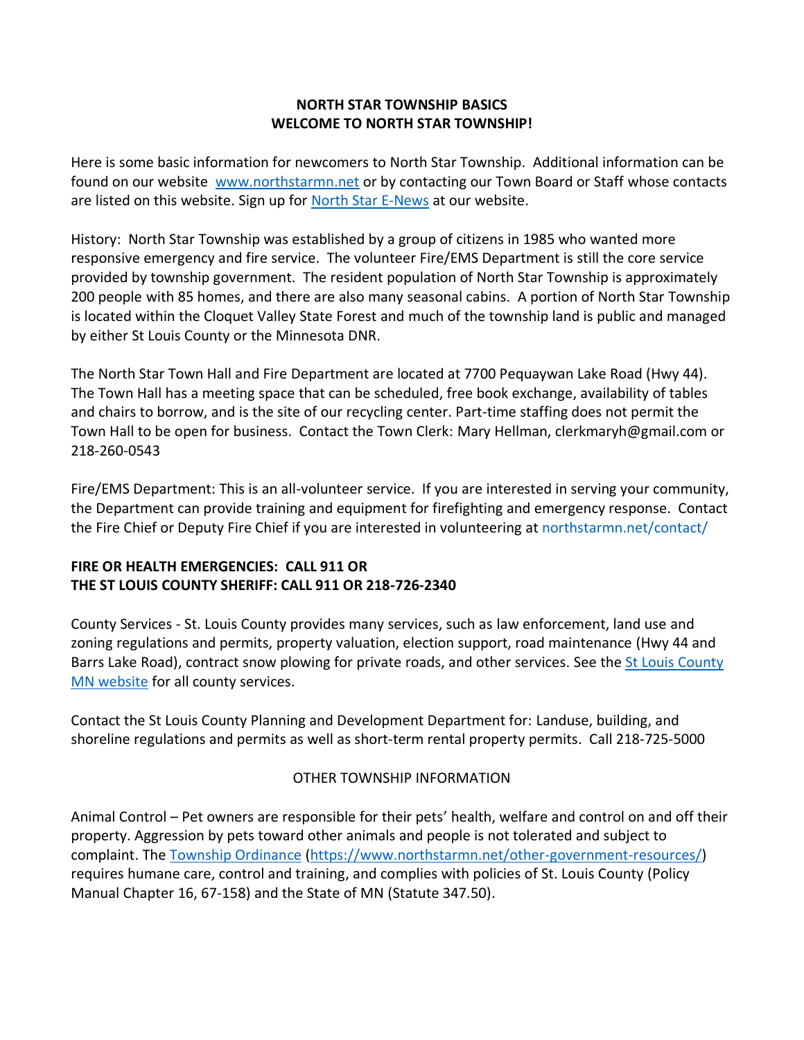**NORTH STAR TOWNSHIP BASICS**
**WELCOME TO NORTH STAR TOWNSHIP!**

Here is some basic information for newcomers to North Star Township. Additional information can be found on our website [www.northstarmn.net](www.northstarmn.net) or by contacting our Town Board or Staff whose contacts are listed on this website. Sign up for North Star E-News at our website.

History: North Star Township was established by a group of citizens in 1985 who wanted more responsive emergency and fire service. The volunteer Fire/EMS Department is still the core service provided by township government. The resident population of North Star Township is approximately 200 people with 85 homes, and there are also many seasonal cabins. A portion of North Star Township is located within the Cloquet Valley State Forest and much of the township land is public and managed by either St Louis County or the Minnesota DNR.

The North Star Town Hall and Fire Department are located at 7700 Pequaywan Lake Road (Hwy 44). The Town Hall has a meeting space that can be scheduled, free book exchange, availability of tables and chairs to borrow, and is the site of our recycling center. Part-time staffing does not permit the Town Hall to be open for business. Contact the Town Clerk: Mary Hellman, clerkmaryh@gmail.com or 218-260-0543

Fire/EMS Department: This is an all-volunteer service. If you are interested in serving your community, the Department can provide training and equipment for firefighting and emergency response. Contact the Fire Chief or Deputy Fire Chief if you are interested in volunteering at northstarmn.net/contact/

**FIRE OR HEALTH EMERGENCIES: CALL 911 OR**
**THE ST LOUIS COUNTY SHERIFF: CALL 911 OR 218-726-2340**

County Services - St. Louis County provides many services, such as law enforcement, land use and zoning regulations and permits, property valuation, election support, road maintenance (Hwy 44 and Barrs Lake Road), contract snow plowing for private roads, and other services. See the St Louis County MN website for all county services.

Contact the St Louis County Planning and Development Department for: Landuse, building, and shoreline regulations and permits as well as short-term rental property permits. Call 218-725-5000

OTHER TOWNSHIP INFORMATION

Animal Control – Pet owners are responsible for their pets' health, welfare and control on and off their property. Aggression by pets toward other animals and people is not tolerated and subject to complaint. The Township Ordinance ([https://www.northstarmn.net/other-government-resources/](https://www.northstarmn.net/other-government-resources/)) requires humane care, control and training, and complies with policies of St. Louis County (Policy Manual Chapter 16, 67-158) and the State of MN (Statute 347.50).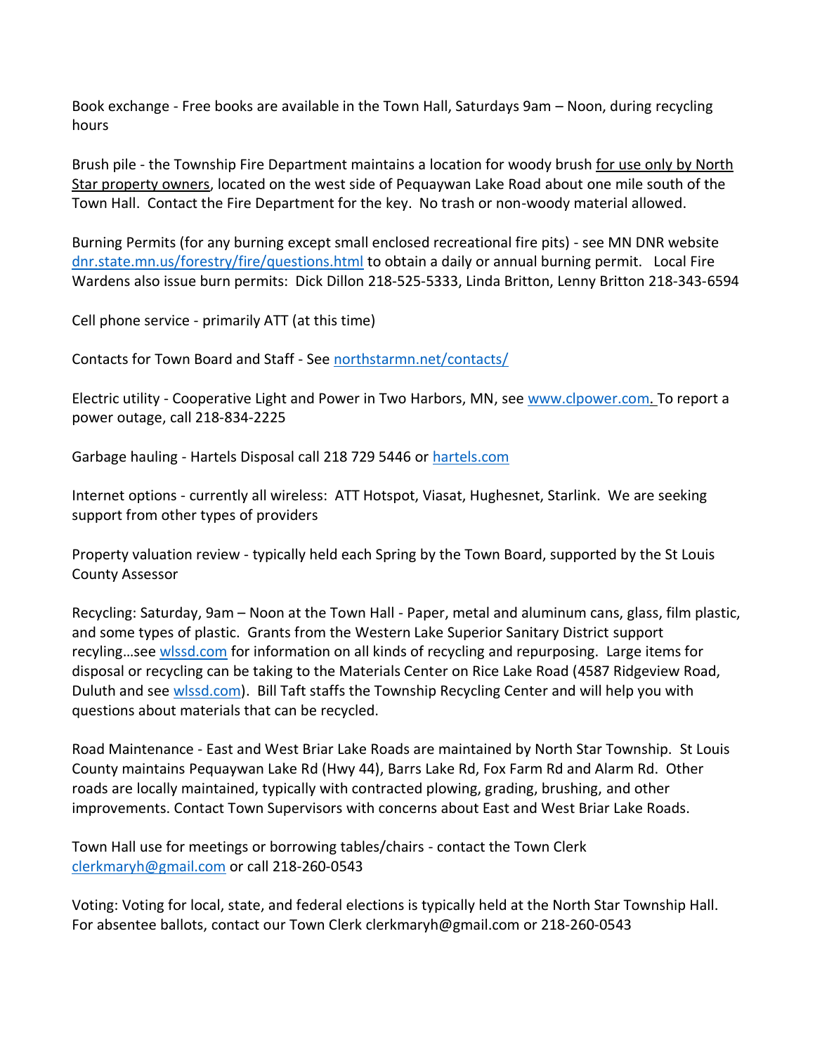Book exchange - Free books are available in the Town Hall, Saturdays 9am – Noon, during recycling hours

Brush pile - the Township Fire Department maintains a location for woody brush for use only by North Star property owners, located on the west side of Pequaywan Lake Road about one mile south of the Town Hall. Contact the Fire Department for the key. No trash or non-woody material allowed.

Burning Permits (for any burning except small enclosed recreational fire pits) - see MN DNR website dnr.state.mn.us/forestry/fire/questions.html to obtain a daily or annual burning permit. Local Fire Wardens also issue burn permits: Dick Dillon 218-525-5333, Linda Britton, Lenny Britton 218-343-6594

Cell phone service - primarily ATT (at this time)

Contacts for Town Board and Staff - See northstarmn.net/contacts/

Electric utility - Cooperative Light and Power in Two Harbors, MN, see www.clpower.com. To report a power outage, call 218-834-2225

Garbage hauling - Hartels Disposal call 218 729 5446 or hartels.com

Internet options - currently all wireless: ATT Hotspot, Viasat, Hughesnet, Starlink. We are seeking support from other types of providers

Property valuation review - typically held each Spring by the Town Board, supported by the St Louis County Assessor

Recycling: Saturday, 9am – Noon at the Town Hall - Paper, metal and aluminum cans, glass, film plastic, and some types of plastic. Grants from the Western Lake Superior Sanitary District support recyling…see wlssd.com for information on all kinds of recycling and repurposing. Large items for disposal or recycling can be taking to the Materials Center on Rice Lake Road (4587 Ridgeview Road, Duluth and see wlssd.com). Bill Taft staffs the Township Recycling Center and will help you with questions about materials that can be recycled.

Road Maintenance - East and West Briar Lake Roads are maintained by North Star Township. St Louis County maintains Pequaywan Lake Rd (Hwy 44), Barrs Lake Rd, Fox Farm Rd and Alarm Rd. Other roads are locally maintained, typically with contracted plowing, grading, brushing, and other improvements. Contact Town Supervisors with concerns about East and West Briar Lake Roads.

Town Hall use for meetings or borrowing tables/chairs - contact the Town Clerk clerkmaryh@gmail.com or call 218-260-0543

Voting: Voting for local, state, and federal elections is typically held at the North Star Township Hall. For absentee ballots, contact our Town Clerk clerkmaryh@gmail.com or 218-260-0543